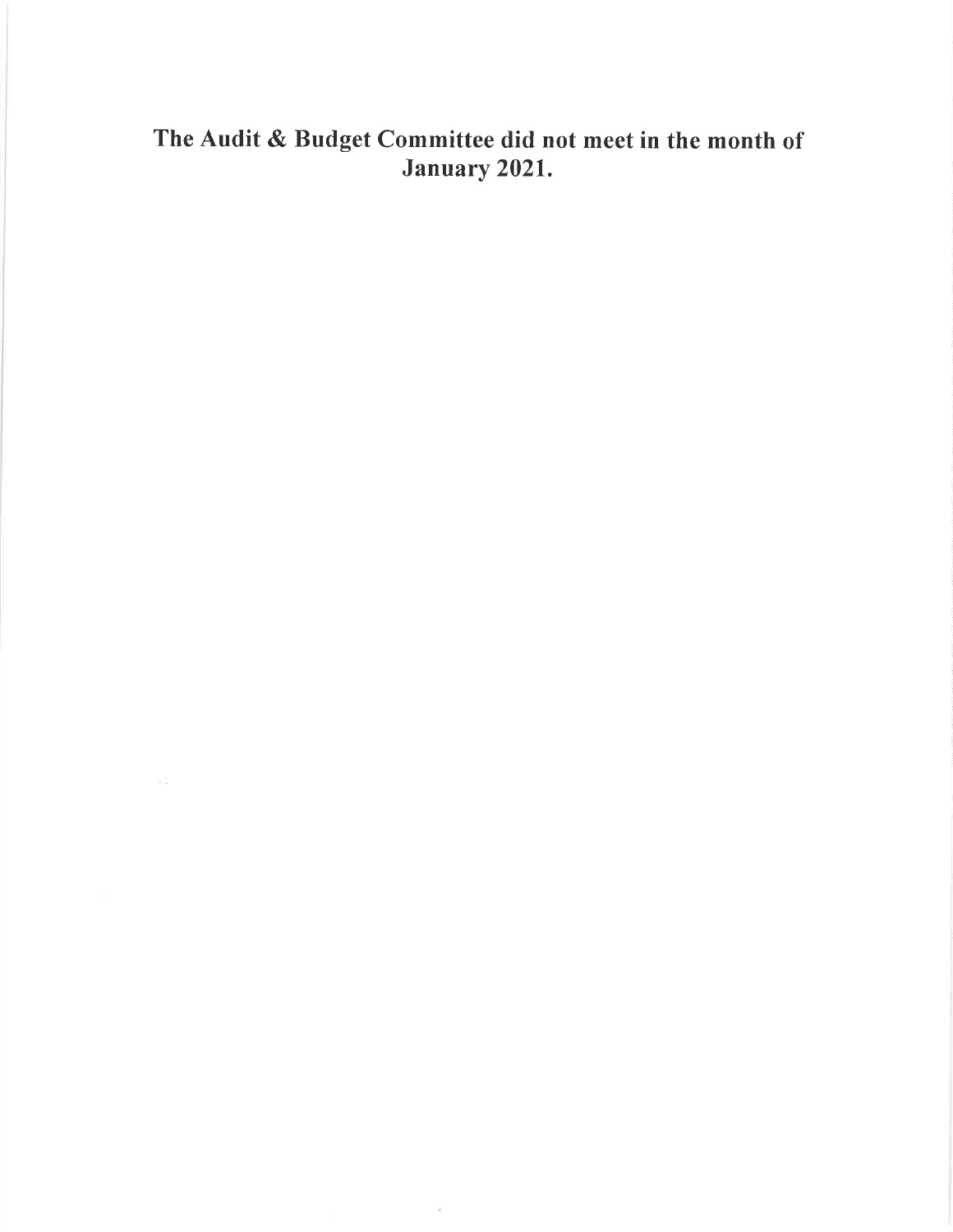**The Audit & Budget Committee did not meet in the month of January 2021.**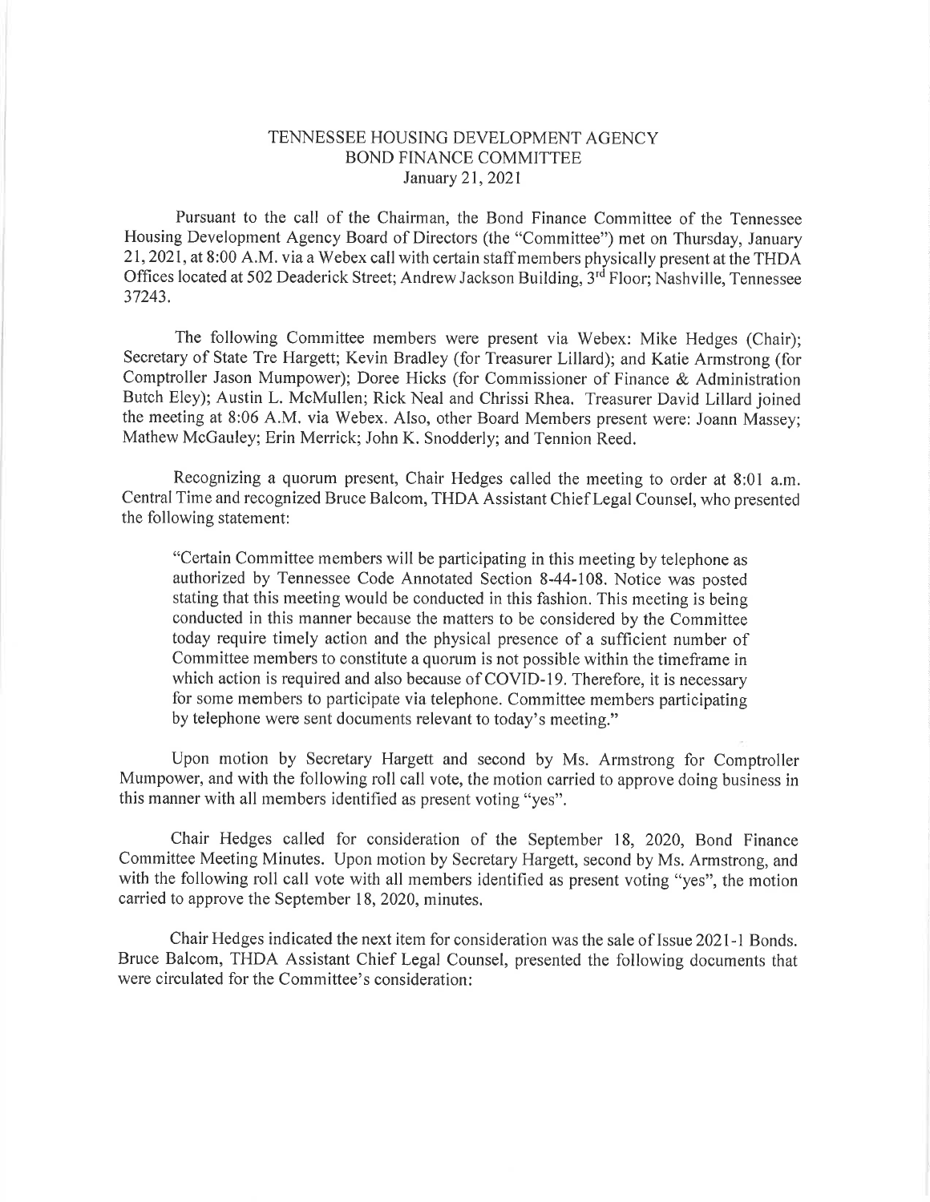TENNESSEE HOUSING DEVELOPMENT AGENCY
BOND FINANCE COMMITTEE
January 21, 2021

Pursuant to the call of the Chairman, the Bond Finance Committee of the Tennessee Housing Development Agency Board of Directors (the "Committee") met on Thursday, January 21, 2021, at 8:00 A.M. via a Webex call with certain staff members physically present at the THDA Offices located at 502 Deaderick Street; Andrew Jackson Building, 3rd Floor; Nashville, Tennessee 37243.

The following Committee members were present via Webex: Mike Hedges (Chair); Secretary of State Tre Hargett; Kevin Bradley (for Treasurer Lillard); and Katie Armstrong (for Comptroller Jason Mumpower); Doree Hicks (for Commissioner of Finance & Administration Butch Eley); Austin L. McMullen; Rick Neal and Chrissi Rhea. Treasurer David Lillard joined the meeting at 8:06 A.M. via Webex. Also, other Board Members present were: Joann Massey; Mathew McGauley; Erin Merrick; John K. Snodderly; and Tennion Reed.

Recognizing a quorum present, Chair Hedges called the meeting to order at 8:01 a.m. Central Time and recognized Bruce Balcom, THDA Assistant Chief Legal Counsel, who presented the following statement:

> "Certain Committee members will be participating in this meeting by telephone as authorized by Tennessee Code Annotated Section 8-44-108. Notice was posted stating that this meeting would be conducted in this fashion. This meeting is being conducted in this manner because the matters to be considered by the Committee today require timely action and the physical presence of a sufficient number of Committee members to constitute a quorum is not possible within the timeframe in which action is required and also because of COVID-19. Therefore, it is necessary for some members to participate via telephone. Committee members participating by telephone were sent documents relevant to today's meeting."

Upon motion by Secretary Hargett and second by Ms. Armstrong for Comptroller Mumpower, and with the following roll call vote, the motion carried to approve doing business in this manner with all members identified as present voting "yes".

Chair Hedges called for consideration of the September 18, 2020, Bond Finance Committee Meeting Minutes. Upon motion by Secretary Hargett, second by Ms. Armstrong, and with the following roll call vote with all members identified as present voting "yes", the motion carried to approve the September 18, 2020, minutes.

Chair Hedges indicated the next item for consideration was the sale of Issue 2021-1 Bonds. Bruce Balcom, THDA Assistant Chief Legal Counsel, presented the following documents that were circulated for the Committee's consideration: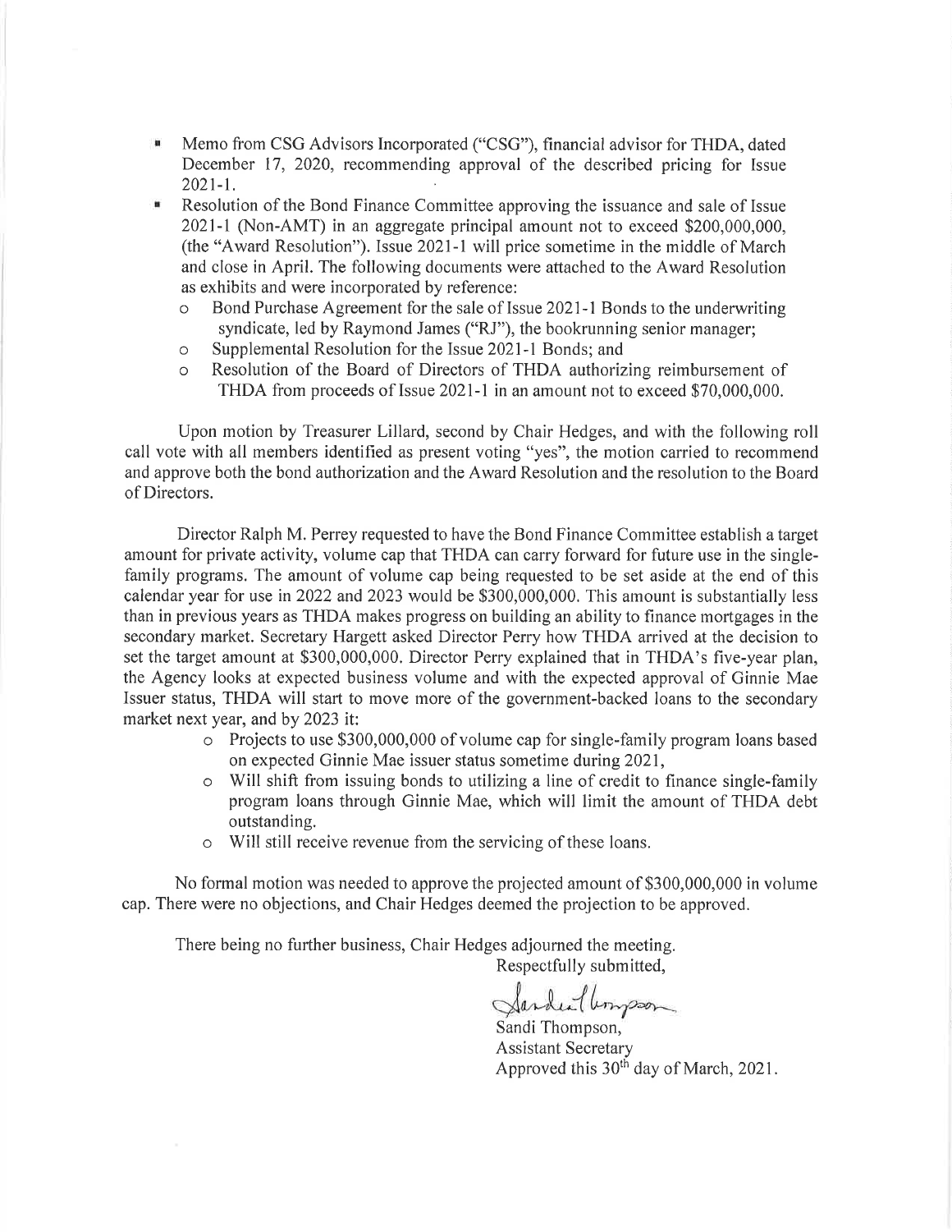- Memo from CSG Advisors Incorporated ("CSG"), financial advisor for THDA, dated December 17, 2020, recommending approval of the described pricing for Issue 2021-1.
- Resolution of the Bond Finance Committee approving the issuance and sale of Issue 2021-1 (Non-AMT) in an aggregate principal amount not to exceed $200,000,000, (the "Award Resolution"). Issue 2021-1 will price sometime in the middle of March and close in April. The following documents were attached to the Award Resolution as exhibits and were incorporated by reference:
  - Bond Purchase Agreement for the sale of Issue 2021-1 Bonds to the underwriting syndicate, led by Raymond James ("RJ"), the bookrunning senior manager;
  - Supplemental Resolution for the Issue 2021-1 Bonds; and
  - Resolution of the Board of Directors of THDA authorizing reimbursement of THDA from proceeds of Issue 2021-1 in an amount not to exceed $70,000,000.

Upon motion by Treasurer Lillard, second by Chair Hedges, and with the following roll call vote with all members identified as present voting "yes", the motion carried to recommend and approve both the bond authorization and the Award Resolution and the resolution to the Board of Directors.

Director Ralph M. Perrey requested to have the Bond Finance Committee establish a target amount for private activity, volume cap that THDA can carry forward for future use in the single-family programs. The amount of volume cap being requested to be set aside at the end of this calendar year for use in 2022 and 2023 would be $300,000,000. This amount is substantially less than in previous years as THDA makes progress on building an ability to finance mortgages in the secondary market. Secretary Hargett asked Director Perry how THDA arrived at the decision to set the target amount at $300,000,000. Director Perry explained that in THDA's five-year plan, the Agency looks at expected business volume and with the expected approval of Ginnie Mae Issuer status, THDA will start to move more of the government-backed loans to the secondary market next year, and by 2023 it:

- Projects to use $300,000,000 of volume cap for single-family program loans based on expected Ginnie Mae issuer status sometime during 2021,
- Will shift from issuing bonds to utilizing a line of credit to finance single-family program loans through Ginnie Mae, which will limit the amount of THDA debt outstanding.
- Will still receive revenue from the servicing of these loans.

No formal motion was needed to approve the projected amount of $300,000,000 in volume cap. There were no objections, and Chair Hedges deemed the projection to be approved.

There being no further business, Chair Hedges adjourned the meeting.

Respectfully submitted,

Sandi Thompson

Sandi Thompson,
Assistant Secretary
Approved this 30th day of March, 2021.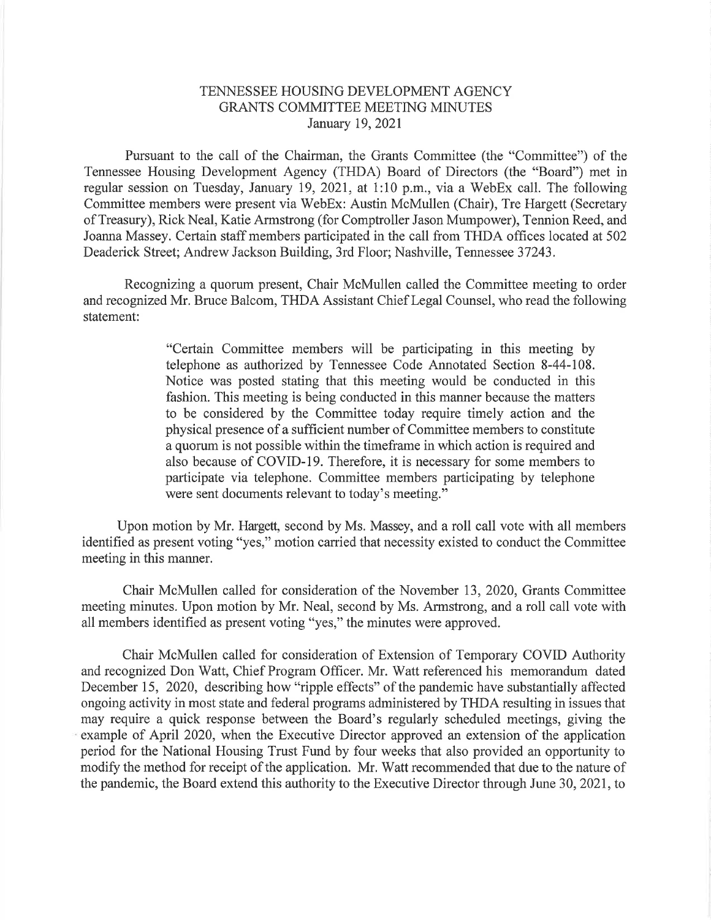TENNESSEE HOUSING DEVELOPMENT AGENCY
GRANTS COMMITTEE MEETING MINUTES
January 19, 2021

Pursuant to the call of the Chairman, the Grants Committee (the "Committee") of the Tennessee Housing Development Agency (THDA) Board of Directors (the "Board") met in regular session on Tuesday, January 19, 2021, at 1:10 p.m., via a WebEx call. The following Committee members were present via WebEx: Austin McMullen (Chair), Tre Hargett (Secretary of Treasury), Rick Neal, Katie Armstrong (for Comptroller Jason Mumpower), Tennion Reed, and Joanna Massey. Certain staff members participated in the call from THDA offices located at 502 Deaderick Street; Andrew Jackson Building, 3rd Floor; Nashville, Tennessee 37243.

Recognizing a quorum present, Chair McMullen called the Committee meeting to order and recognized Mr. Bruce Balcom, THDA Assistant Chief Legal Counsel, who read the following statement:

> "Certain Committee members will be participating in this meeting by telephone as authorized by Tennessee Code Annotated Section 8-44-108. Notice was posted stating that this meeting would be conducted in this fashion. This meeting is being conducted in this manner because the matters to be considered by the Committee today require timely action and the physical presence of a sufficient number of Committee members to constitute a quorum is not possible within the timeframe in which action is required and also because of COVID-19. Therefore, it is necessary for some members to participate via telephone. Committee members participating by telephone were sent documents relevant to today's meeting."

Upon motion by Mr. Hargett, second by Ms. Massey, and a roll call vote with all members identified as present voting "yes," motion carried that necessity existed to conduct the Committee meeting in this manner.

Chair McMullen called for consideration of the November 13, 2020, Grants Committee meeting minutes. Upon motion by Mr. Neal, second by Ms. Armstrong, and a roll call vote with all members identified as present voting "yes," the minutes were approved.

Chair McMullen called for consideration of Extension of Temporary COVID Authority and recognized Don Watt, Chief Program Officer. Mr. Watt referenced his memorandum dated December 15, 2020, describing how "ripple effects" of the pandemic have substantially affected ongoing activity in most state and federal programs administered by THDA resulting in issues that may require a quick response between the Board's regularly scheduled meetings, giving the example of April 2020, when the Executive Director approved an extension of the application period for the National Housing Trust Fund by four weeks that also provided an opportunity to modify the method for receipt of the application. Mr. Watt recommended that due to the nature of the pandemic, the Board extend this authority to the Executive Director through June 30, 2021, to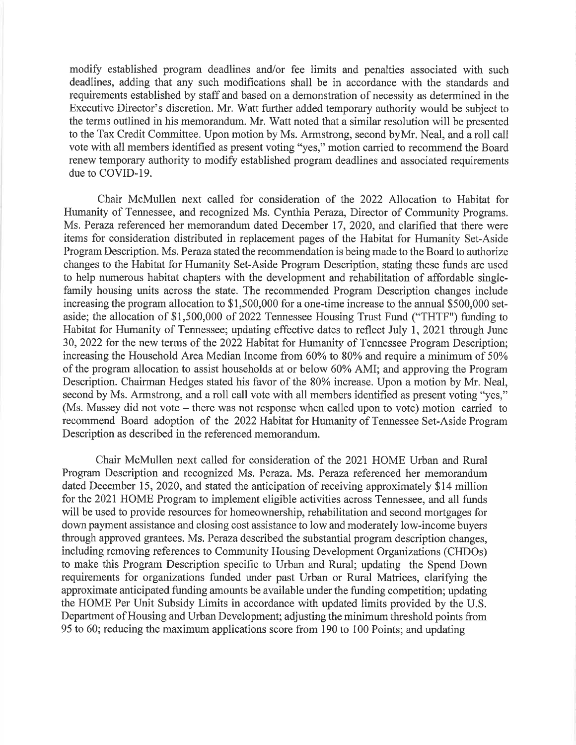modify established program deadlines and/or fee limits and penalties associated with such deadlines, adding that any such modifications shall be in accordance with the standards and requirements established by staff and based on a demonstration of necessity as determined in the Executive Director's discretion. Mr. Watt further added temporary authority would be subject to the terms outlined in his memorandum. Mr. Watt noted that a similar resolution will be presented to the Tax Credit Committee. Upon motion by Ms. Armstrong, second byMr. Neal, and a roll call vote with all members identified as present voting "yes," motion carried to recommend the Board renew temporary authority to modify established program deadlines and associated requirements due to COVID-19.

Chair McMullen next called for consideration of the 2022 Allocation to Habitat for Humanity of Tennessee, and recognized Ms. Cynthia Peraza, Director of Community Programs. Ms. Peraza referenced her memorandum dated December 17, 2020, and clarified that there were items for consideration distributed in replacement pages of the Habitat for Humanity Set-Aside Program Description. Ms. Peraza stated the recommendation is being made to the Board to authorize changes to the Habitat for Humanity Set-Aside Program Description, stating these funds are used to help numerous habitat chapters with the development and rehabilitation of affordable single-family housing units across the state. The recommended Program Description changes include increasing the program allocation to $1,500,000 for a one-time increase to the annual $500,000 set-aside; the allocation of $1,500,000 of 2022 Tennessee Housing Trust Fund ("THTF") funding to Habitat for Humanity of Tennessee; updating effective dates to reflect July 1, 2021 through June 30, 2022 for the new terms of the 2022 Habitat for Humanity of Tennessee Program Description; increasing the Household Area Median Income from 60% to 80% and require a minimum of 50% of the program allocation to assist households at or below 60% AMI; and approving the Program Description. Chairman Hedges stated his favor of the 80% increase. Upon a motion by Mr. Neal, second by Ms. Armstrong, and a roll call vote with all members identified as present voting "yes," (Ms. Massey did not vote – there was not response when called upon to vote) motion carried to recommend Board adoption of the 2022 Habitat for Humanity of Tennessee Set-Aside Program Description as described in the referenced memorandum.

Chair McMullen next called for consideration of the 2021 HOME Urban and Rural Program Description and recognized Ms. Peraza. Ms. Peraza referenced her memorandum dated December 15, 2020, and stated the anticipation of receiving approximately $14 million for the 2021 HOME Program to implement eligible activities across Tennessee, and all funds will be used to provide resources for homeownership, rehabilitation and second mortgages for down payment assistance and closing cost assistance to low and moderately low-income buyers through approved grantees. Ms. Peraza described the substantial program description changes, including removing references to Community Housing Development Organizations (CHDOs) to make this Program Description specific to Urban and Rural; updating the Spend Down requirements for organizations funded under past Urban or Rural Matrices, clarifying the approximate anticipated funding amounts be available under the funding competition; updating the HOME Per Unit Subsidy Limits in accordance with updated limits provided by the U.S. Department of Housing and Urban Development; adjusting the minimum threshold points from 95 to 60; reducing the maximum applications score from 190 to 100 Points; and updating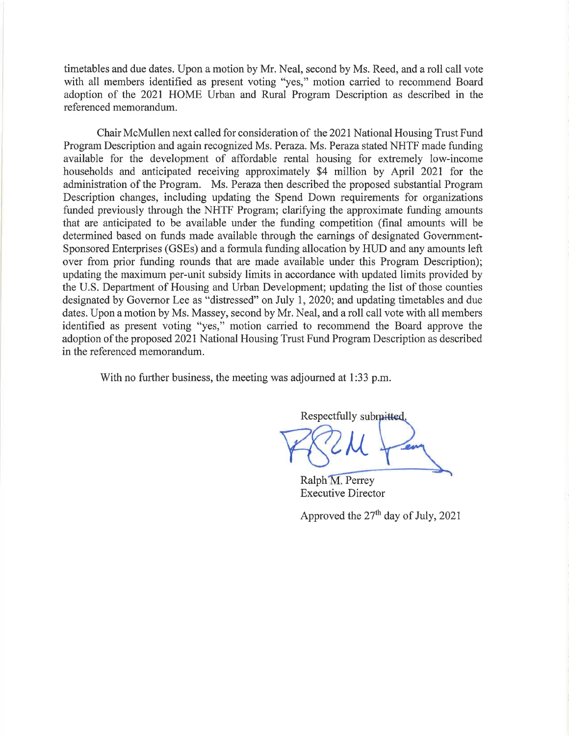timetables and due dates. Upon a motion by Mr. Neal, second by Ms. Reed, and a roll call vote with all members identified as present voting "yes," motion carried to recommend Board adoption of the 2021 HOME Urban and Rural Program Description as described in the referenced memorandum.

Chair McMullen next called for consideration of the 2021 National Housing Trust Fund Program Description and again recognized Ms. Peraza. Ms. Peraza stated NHTF made funding available for the development of affordable rental housing for extremely low-income households and anticipated receiving approximately $4 million by April 2021 for the administration of the Program. Ms. Peraza then described the proposed substantial Program Description changes, including updating the Spend Down requirements for organizations funded previously through the NHTF Program; clarifying the approximate funding amounts that are anticipated to be available under the funding competition (final amounts will be determined based on funds made available through the earnings of designated Government-Sponsored Enterprises (GSEs) and a formula funding allocation by HUD and any amounts left over from prior funding rounds that are made available under this Program Description); updating the maximum per-unit subsidy limits in accordance with updated limits provided by the U.S. Department of Housing and Urban Development; updating the list of those counties designated by Governor Lee as "distressed" on July 1, 2020; and updating timetables and due dates. Upon a motion by Ms. Massey, second by Mr. Neal, and a roll call vote with all members identified as present voting "yes," motion carried to recommend the Board approve the adoption of the proposed 2021 National Housing Trust Fund Program Description as described in the referenced memorandum.

With no further business, the meeting was adjourned at 1:33 p.m.

Respectfully submitted,

Ralph M. Perrey
Executive Director

Approved the 27th day of July, 2021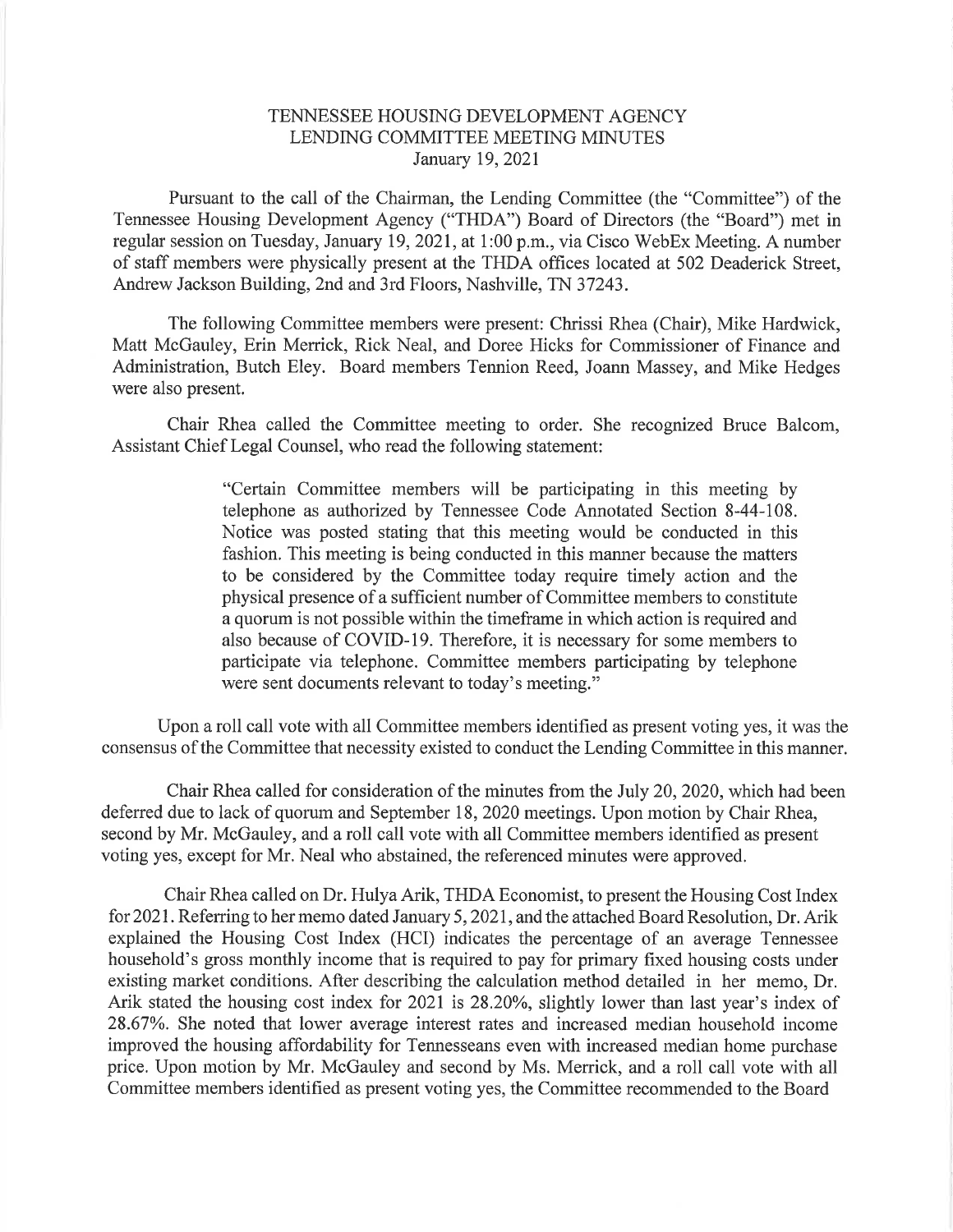# TENNESSEE HOUSING DEVELOPMENT AGENCY
## LENDING COMMITTEE MEETING MINUTES
### January 19, 2021

Pursuant to the call of the Chairman, the Lending Committee (the "Committee") of the Tennessee Housing Development Agency ("THDA") Board of Directors (the "Board") met in regular session on Tuesday, January 19, 2021, at 1:00 p.m., via Cisco WebEx Meeting. A number of staff members were physically present at the THDA offices located at 502 Deaderick Street, Andrew Jackson Building, 2nd and 3rd Floors, Nashville, TN 37243.

The following Committee members were present: Chrissi Rhea (Chair), Mike Hardwick, Matt McGauley, Erin Merrick, Rick Neal, and Doree Hicks for Commissioner of Finance and Administration, Butch Eley. Board members Tennion Reed, Joann Massey, and Mike Hedges were also present.

Chair Rhea called the Committee meeting to order. She recognized Bruce Balcom, Assistant Chief Legal Counsel, who read the following statement:

> "Certain Committee members will be participating in this meeting by telephone as authorized by Tennessee Code Annotated Section 8-44-108. Notice was posted stating that this meeting would be conducted in this fashion. This meeting is being conducted in this manner because the matters to be considered by the Committee today require timely action and the physical presence of a sufficient number of Committee members to constitute a quorum is not possible within the timeframe in which action is required and also because of COVID-19. Therefore, it is necessary for some members to participate via telephone. Committee members participating by telephone were sent documents relevant to today's meeting."

Upon a roll call vote with all Committee members identified as present voting yes, it was the consensus of the Committee that necessity existed to conduct the Lending Committee in this manner.

Chair Rhea called for consideration of the minutes from the July 20, 2020, which had been deferred due to lack of quorum and September 18, 2020 meetings. Upon motion by Chair Rhea, second by Mr. McGauley, and a roll call vote with all Committee members identified as present voting yes, except for Mr. Neal who abstained, the referenced minutes were approved.

Chair Rhea called on Dr. Hulya Arik, THDA Economist, to present the Housing Cost Index for 2021. Referring to her memo dated January 5, 2021, and the attached Board Resolution, Dr. Arik explained the Housing Cost Index (HCI) indicates the percentage of an average Tennessee household's gross monthly income that is required to pay for primary fixed housing costs under existing market conditions. After describing the calculation method detailed in her memo, Dr. Arik stated the housing cost index for 2021 is 28.20%, slightly lower than last year's index of 28.67%. She noted that lower average interest rates and increased median household income improved the housing affordability for Tennesseans even with increased median home purchase price. Upon motion by Mr. McGauley and second by Ms. Merrick, and a roll call vote with all Committee members identified as present voting yes, the Committee recommended to the Board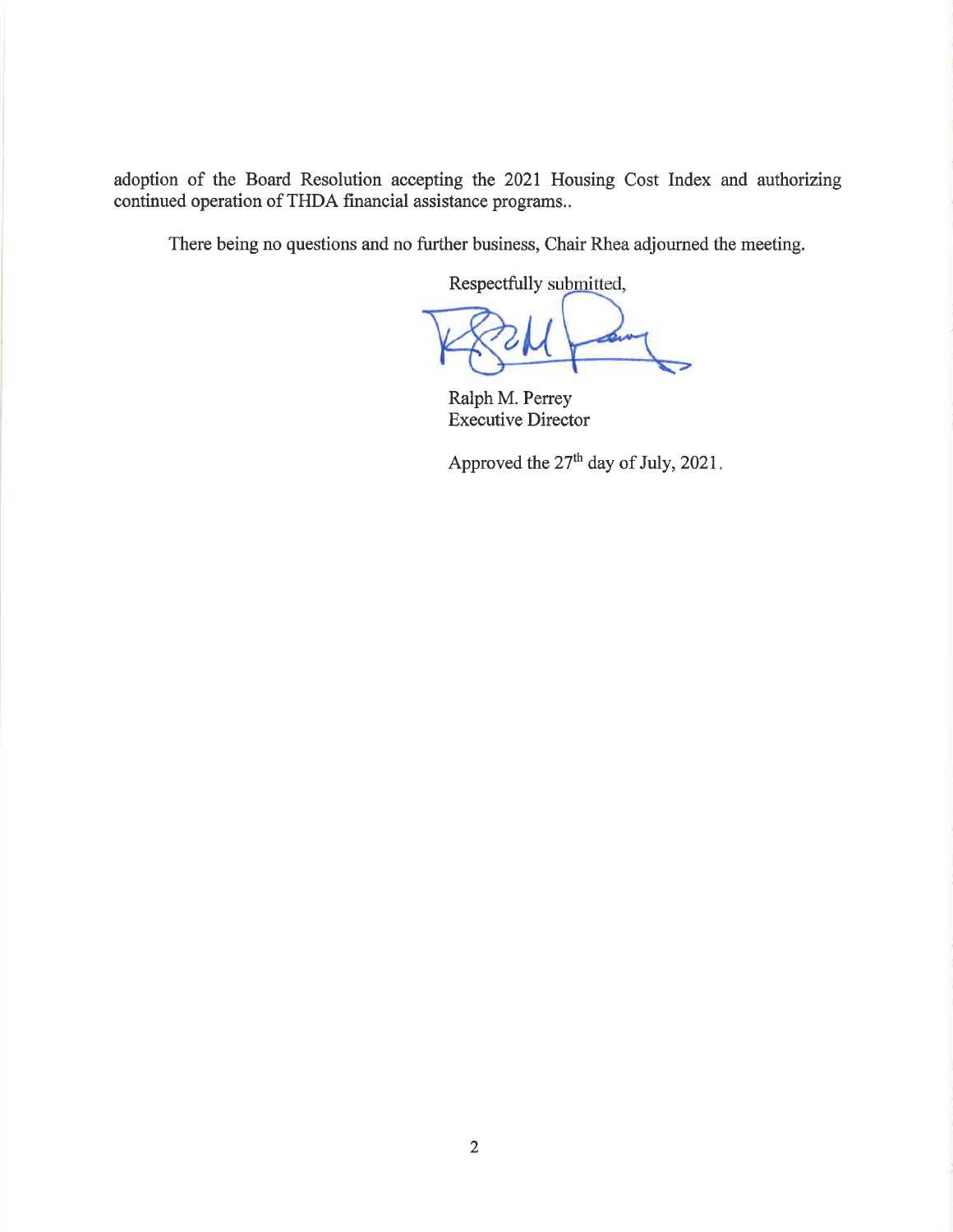adoption of the Board Resolution accepting the 2021 Housing Cost Index and authorizing continued operation of THDA financial assistance programs..

There being no questions and no further business, Chair Rhea adjourned the meeting.

Respectfully submitted,

Ralph M. Perrey
Executive Director

Approved the 27th day of July, 2021.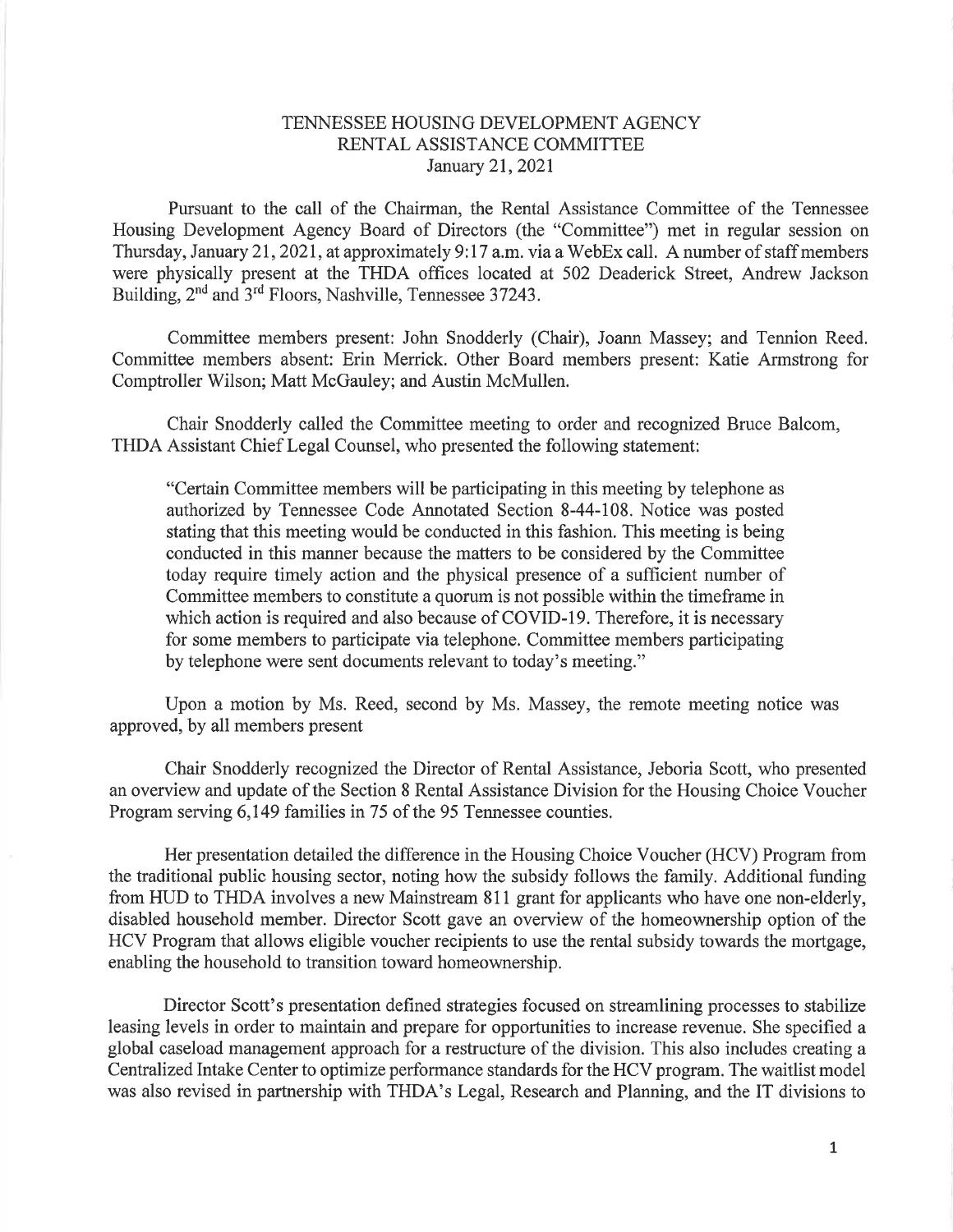TENNESSEE HOUSING DEVELOPMENT AGENCY
RENTAL ASSISTANCE COMMITTEE
January 21, 2021

Pursuant to the call of the Chairman, the Rental Assistance Committee of the Tennessee Housing Development Agency Board of Directors (the "Committee") met in regular session on Thursday, January 21, 2021, at approximately 9:17 a.m. via a WebEx call. A number of staff members were physically present at the THDA offices located at 502 Deaderick Street, Andrew Jackson Building, 2nd and 3rd Floors, Nashville, Tennessee 37243.

Committee members present: John Snodderly (Chair), Joann Massey; and Tennion Reed. Committee members absent: Erin Merrick. Other Board members present: Katie Armstrong for Comptroller Wilson; Matt McGauley; and Austin McMullen.

Chair Snodderly called the Committee meeting to order and recognized Bruce Balcom, THDA Assistant Chief Legal Counsel, who presented the following statement:

> "Certain Committee members will be participating in this meeting by telephone as authorized by Tennessee Code Annotated Section 8-44-108. Notice was posted stating that this meeting would be conducted in this fashion. This meeting is being conducted in this manner because the matters to be considered by the Committee today require timely action and the physical presence of a sufficient number of Committee members to constitute a quorum is not possible within the timeframe in which action is required and also because of COVID-19. Therefore, it is necessary for some members to participate via telephone. Committee members participating by telephone were sent documents relevant to today's meeting."

Upon a motion by Ms. Reed, second by Ms. Massey, the remote meeting notice was approved, by all members present

Chair Snodderly recognized the Director of Rental Assistance, Jeboria Scott, who presented an overview and update of the Section 8 Rental Assistance Division for the Housing Choice Voucher Program serving 6,149 families in 75 of the 95 Tennessee counties.

Her presentation detailed the difference in the Housing Choice Voucher (HCV) Program from the traditional public housing sector, noting how the subsidy follows the family. Additional funding from HUD to THDA involves a new Mainstream 811 grant for applicants who have one non-elderly, disabled household member. Director Scott gave an overview of the homeownership option of the HCV Program that allows eligible voucher recipients to use the rental subsidy towards the mortgage, enabling the household to transition toward homeownership.

Director Scott's presentation defined strategies focused on streamlining processes to stabilize leasing levels in order to maintain and prepare for opportunities to increase revenue. She specified a global caseload management approach for a restructure of the division. This also includes creating a Centralized Intake Center to optimize performance standards for the HCV program. The waitlist model was also revised in partnership with THDA's Legal, Research and Planning, and the IT divisions to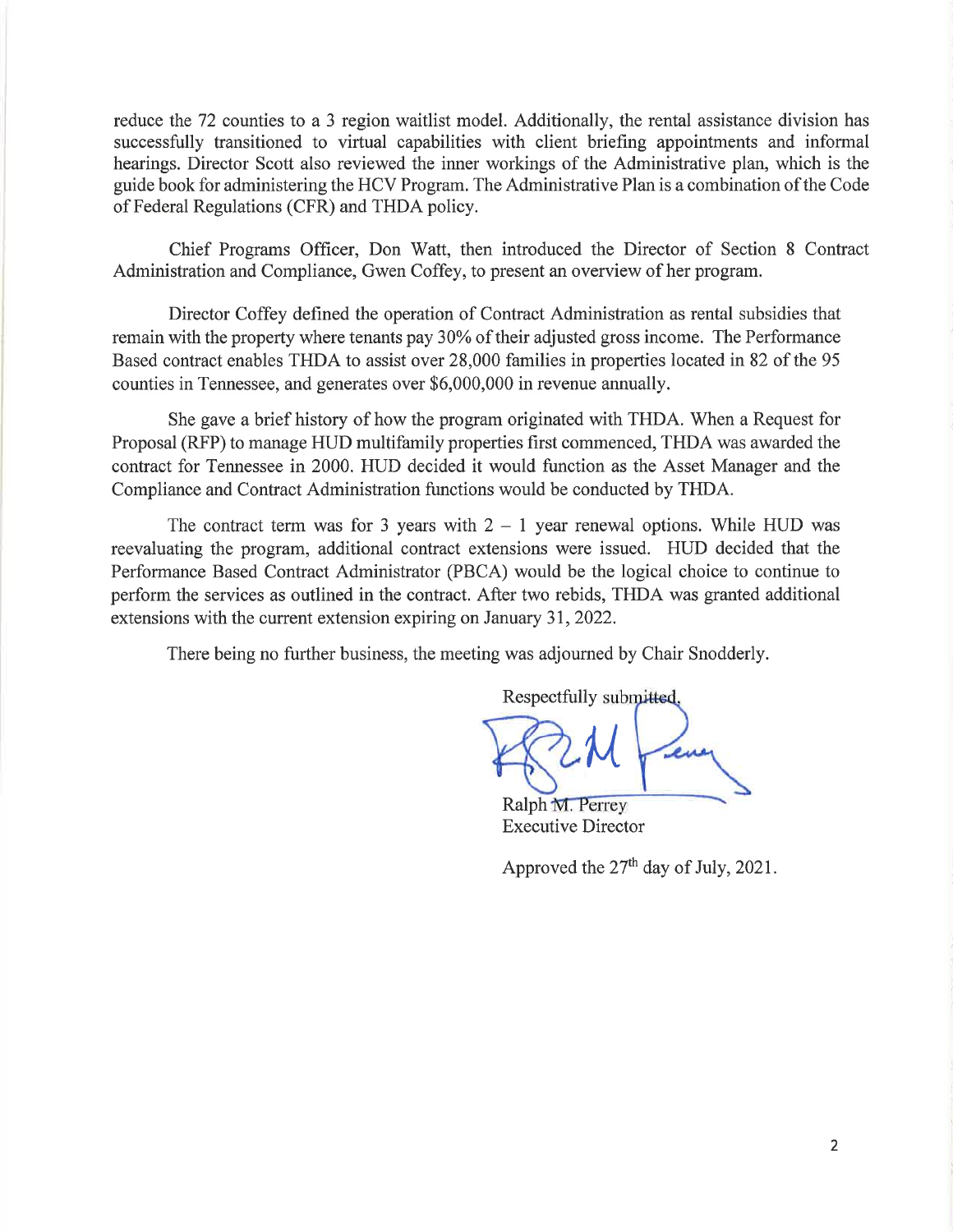reduce the 72 counties to a 3 region waitlist model. Additionally, the rental assistance division has successfully transitioned to virtual capabilities with client briefing appointments and informal hearings. Director Scott also reviewed the inner workings of the Administrative plan, which is the guide book for administering the HCV Program. The Administrative Plan is a combination of the Code of Federal Regulations (CFR) and THDA policy.

Chief Programs Officer, Don Watt, then introduced the Director of Section 8 Contract Administration and Compliance, Gwen Coffey, to present an overview of her program.

Director Coffey defined the operation of Contract Administration as rental subsidies that remain with the property where tenants pay 30% of their adjusted gross income. The Performance Based contract enables THDA to assist over 28,000 families in properties located in 82 of the 95 counties in Tennessee, and generates over $6,000,000 in revenue annually.

She gave a brief history of how the program originated with THDA. When a Request for Proposal (RFP) to manage HUD multifamily properties first commenced, THDA was awarded the contract for Tennessee in 2000. HUD decided it would function as the Asset Manager and the Compliance and Contract Administration functions would be conducted by THDA.

The contract term was for 3 years with 2 – 1 year renewal options. While HUD was reevaluating the program, additional contract extensions were issued. HUD decided that the Performance Based Contract Administrator (PBCA) would be the logical choice to continue to perform the services as outlined in the contract. After two rebids, THDA was granted additional extensions with the current extension expiring on January 31, 2022.

There being no further business, the meeting was adjourned by Chair Snodderly.

Respectfully submitted,

Ralph M. Perrey
Executive Director

Approved the 27th day of July, 2021.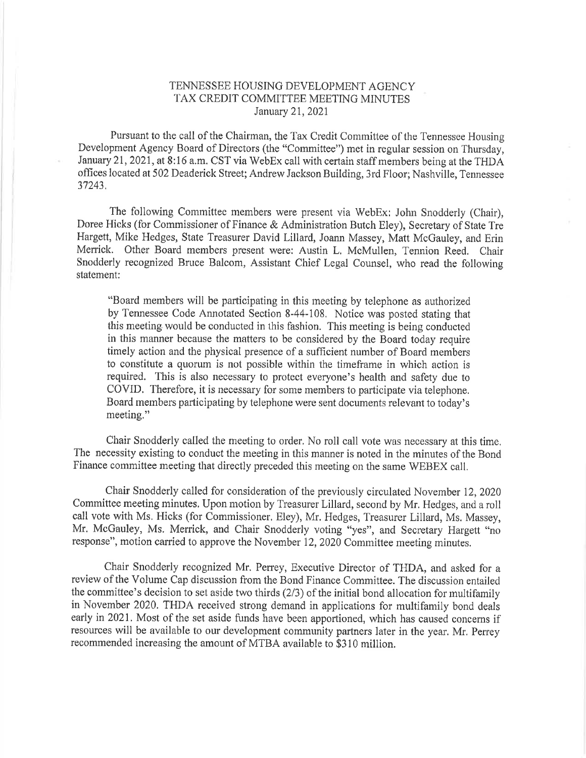TENNESSEE HOUSING DEVELOPMENT AGENCY
TAX CREDIT COMMITTEE MEETING MINUTES
January 21, 2021

Pursuant to the call of the Chairman, the Tax Credit Committee of the Tennessee Housing Development Agency Board of Directors (the "Committee") met in regular session on Thursday, January 21, 2021, at 8:16 a.m. CST via WebEx call with certain staff members being at the THDA offices located at 502 Deaderick Street; Andrew Jackson Building, 3rd Floor; Nashville, Tennessee 37243.

The following Committee members were present via WebEx: John Snodderly (Chair), Doree Hicks (for Commissioner of Finance & Administration Butch Eley), Secretary of State Tre Hargett, Mike Hedges, State Treasurer David Lillard, Joann Massey, Matt McGauley, and Erin Merrick. Other Board members present were: Austin L. McMullen, Tennion Reed. Chair Snodderly recognized Bruce Balcom, Assistant Chief Legal Counsel, who read the following statement:

> "Board members will be participating in this meeting by telephone as authorized by Tennessee Code Annotated Section 8-44-108. Notice was posted stating that this meeting would be conducted in this fashion. This meeting is being conducted in this manner because the matters to be considered by the Board today require timely action and the physical presence of a sufficient number of Board members to constitute a quorum is not possible within the timeframe in which action is required. This is also necessary to protect everyone's health and safety due to COVID. Therefore, it is necessary for some members to participate via telephone. Board members participating by telephone were sent documents relevant to today's meeting."

Chair Snodderly called the meeting to order. No roll call vote was necessary at this time. The necessity existing to conduct the meeting in this manner is noted in the minutes of the Bond Finance committee meeting that directly preceded this meeting on the same WEBEX call.

Chair Snodderly called for consideration of the previously circulated November 12, 2020 Committee meeting minutes. Upon motion by Treasurer Lillard, second by Mr. Hedges, and a roll call vote with Ms. Hicks (for Commissioner. Eley), Mr. Hedges, Treasurer Lillard, Ms. Massey, Mr. McGauley, Ms. Merrick, and Chair Snodderly voting "yes", and Secretary Hargett "no response", motion carried to approve the November 12, 2020 Committee meeting minutes.

Chair Snodderly recognized Mr. Perrey, Executive Director of THDA, and asked for a review of the Volume Cap discussion from the Bond Finance Committee. The discussion entailed the committee's decision to set aside two thirds (2/3) of the initial bond allocation for multifamily in November 2020. THDA received strong demand in applications for multifamily bond deals early in 2021. Most of the set aside funds have been apportioned, which has caused concerns if resources will be available to our development community partners later in the year. Mr. Perrey recommended increasing the amount of MTBA available to $310 million.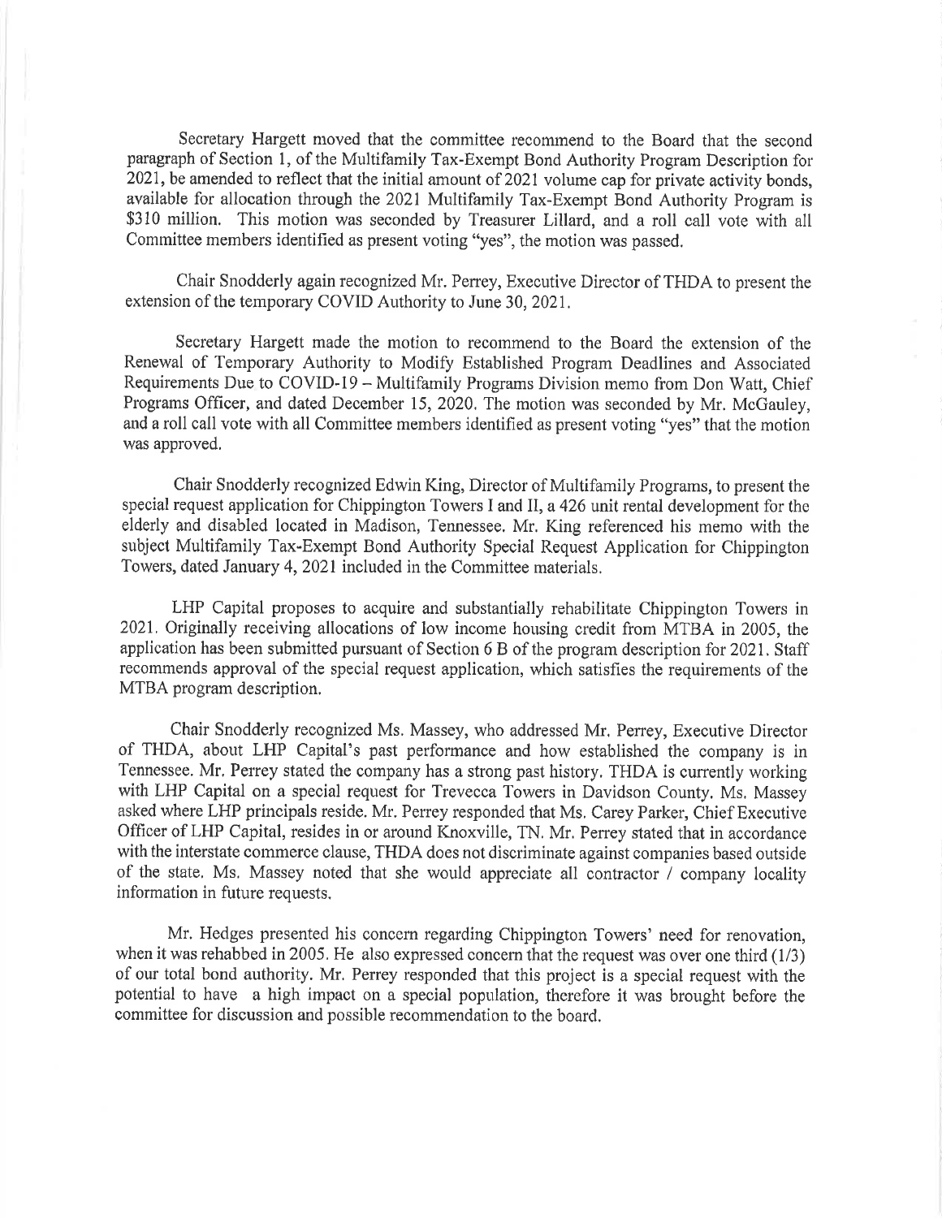Secretary Hargett moved that the committee recommend to the Board that the second paragraph of Section 1, of the Multifamily Tax-Exempt Bond Authority Program Description for 2021, be amended to reflect that the initial amount of 2021 volume cap for private activity bonds, available for allocation through the 2021 Multifamily Tax-Exempt Bond Authority Program is $310 million. This motion was seconded by Treasurer Lillard, and a roll call vote with all Committee members identified as present voting "yes", the motion was passed.

Chair Snodderly again recognized Mr. Perrey, Executive Director of THDA to present the extension of the temporary COVID Authority to June 30, 2021.

Secretary Hargett made the motion to recommend to the Board the extension of the Renewal of Temporary Authority to Modify Established Program Deadlines and Associated Requirements Due to COVID-19 – Multifamily Programs Division memo from Don Watt, Chief Programs Officer, and dated December 15, 2020. The motion was seconded by Mr. McGauley, and a roll call vote with all Committee members identified as present voting "yes" that the motion was approved.

Chair Snodderly recognized Edwin King, Director of Multifamily Programs, to present the special request application for Chippington Towers I and II, a 426 unit rental development for the elderly and disabled located in Madison, Tennessee. Mr. King referenced his memo with the subject Multifamily Tax-Exempt Bond Authority Special Request Application for Chippington Towers, dated January 4, 2021 included in the Committee materials.

LHP Capital proposes to acquire and substantially rehabilitate Chippington Towers in 2021. Originally receiving allocations of low income housing credit from MTBA in 2005, the application has been submitted pursuant of Section 6 B of the program description for 2021. Staff recommends approval of the special request application, which satisfies the requirements of the MTBA program description.

Chair Snodderly recognized Ms. Massey, who addressed Mr. Perrey, Executive Director of THDA, about LHP Capital's past performance and how established the company is in Tennessee. Mr. Perrey stated the company has a strong past history. THDA is currently working with LHP Capital on a special request for Trevecca Towers in Davidson County. Ms. Massey asked where LHP principals reside. Mr. Perrey responded that Ms. Carey Parker, Chief Executive Officer of LHP Capital, resides in or around Knoxville, TN. Mr. Perrey stated that in accordance with the interstate commerce clause, THDA does not discriminate against companies based outside of the state. Ms. Massey noted that she would appreciate all contractor / company locality information in future requests.

Mr. Hedges presented his concern regarding Chippington Towers' need for renovation, when it was rehabbed in 2005. He also expressed concern that the request was over one third (1/3) of our total bond authority. Mr. Perrey responded that this project is a special request with the potential to have a high impact on a special population, therefore it was brought before the committee for discussion and possible recommendation to the board.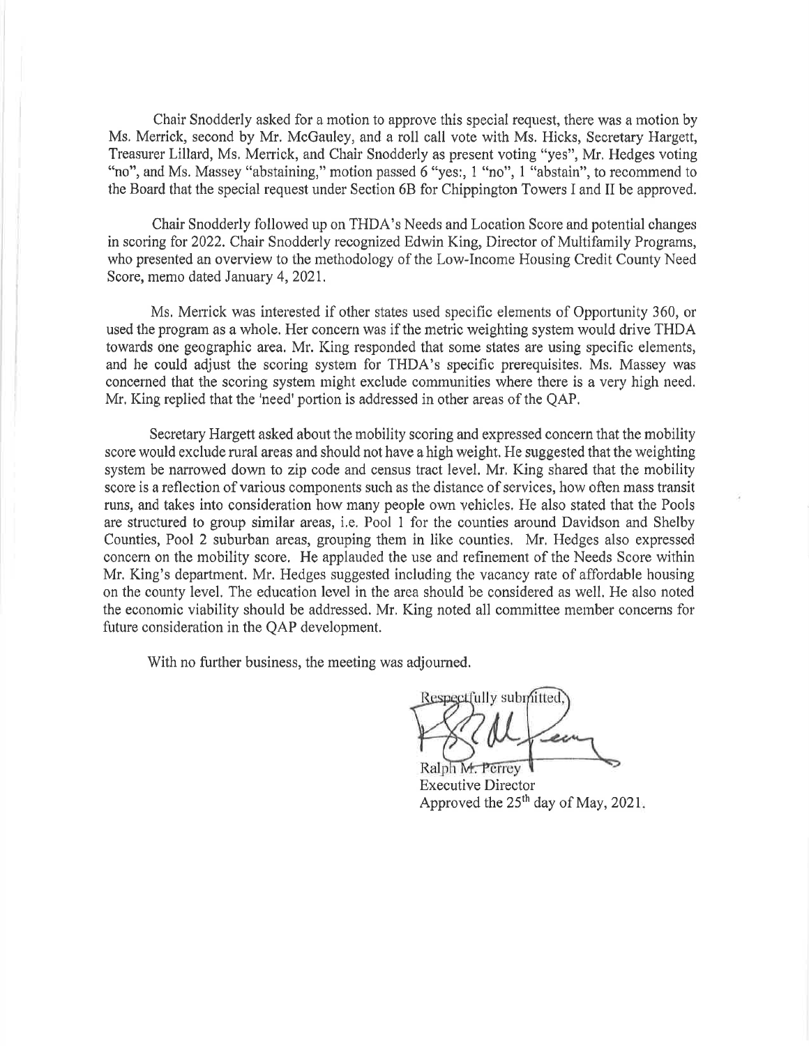Chair Snodderly asked for a motion to approve this special request, there was a motion by Ms. Merrick, second by Mr. McGauley, and a roll call vote with Ms. Hicks, Secretary Hargett, Treasurer Lillard, Ms. Merrick, and Chair Snodderly as present voting "yes", Mr. Hedges voting "no", and Ms. Massey "abstaining," motion passed 6 "yes:, 1 "no", 1 "abstain", to recommend to the Board that the special request under Section 6B for Chippington Towers I and II be approved.

Chair Snodderly followed up on THDA's Needs and Location Score and potential changes in scoring for 2022. Chair Snodderly recognized Edwin King, Director of Multifamily Programs, who presented an overview to the methodology of the Low-Income Housing Credit County Need Score, memo dated January 4, 2021.

Ms. Merrick was interested if other states used specific elements of Opportunity 360, or used the program as a whole. Her concern was if the metric weighting system would drive THDA towards one geographic area. Mr. King responded that some states are using specific elements, and he could adjust the scoring system for THDA's specific prerequisites. Ms. Massey was concerned that the scoring system might exclude communities where there is a very high need. Mr. King replied that the 'need' portion is addressed in other areas of the QAP.

Secretary Hargett asked about the mobility scoring and expressed concern that the mobility score would exclude rural areas and should not have a high weight. He suggested that the weighting system be narrowed down to zip code and census tract level. Mr. King shared that the mobility score is a reflection of various components such as the distance of services, how often mass transit runs, and takes into consideration how many people own vehicles. He also stated that the Pools are structured to group similar areas, i.e. Pool 1 for the counties around Davidson and Shelby Counties, Pool 2 suburban areas, grouping them in like counties. Mr. Hedges also expressed concern on the mobility score. He applauded the use and refinement of the Needs Score within Mr. King's department. Mr. Hedges suggested including the vacancy rate of affordable housing on the county level. The education level in the area should be considered as well. He also noted the economic viability should be addressed. Mr. King noted all committee member concerns for future consideration in the QAP development.

With no further business, the meeting was adjourned.

Respectfully submitted,

Ralph M. Perrey
Executive Director
Approved the 25th day of May, 2021.